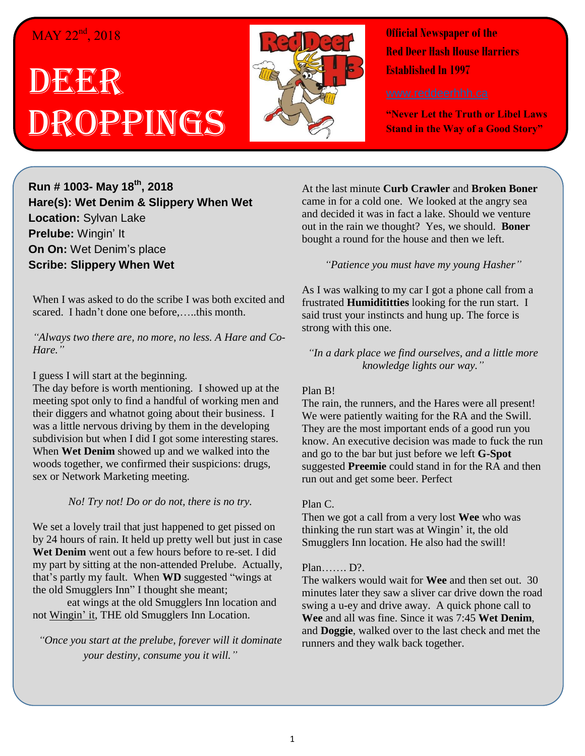MAY 22nd, 2018

# DEER DROPPINGS

**Official Newspaper of the Red Deer Hash House Harriers Established In 1997**

www.reddeerhhh.ca

**"Never Let the Truth or Libel Laws Stand in the Way of a Good Story"**

**Run # 1003- May 18th, 2018**
**Hare(s): Wet Denim & Slippery When Wet**
**Location:** Sylvan Lake
**Prelube:** Wingin' It
**On On:** Wet Denim's place
**Scribe: Slippery When Wet**

When I was asked to do the scribe I was both excited and scared. I hadn't done one before,…..this month.

*"Always two there are, no more, no less. A Hare and Co-Hare."*

I guess I will start at the beginning.
The day before is worth mentioning. I showed up at the meeting spot only to find a handful of working men and their diggers and whatnot going about their business. I was a little nervous driving by them in the developing subdivision but when I did I got some interesting stares. When **Wet Denim** showed up and we walked into the woods together, we confirmed their suspicions: drugs, sex or Network Marketing meeting.

*No! Try not! Do or do not, there is no try.*

We set a lovely trail that just happened to get pissed on by 24 hours of rain. It held up pretty well but just in case **Wet Denim** went out a few hours before to re-set. I did my part by sitting at the non-attended Prelube. Actually, that's partly my fault. When **WD** suggested "wings at the old Smugglers Inn" I thought she meant; eat wings at the old Smugglers Inn location and not Wingin' it, THE old Smugglers Inn Location.

*"Once you start at the prelube, forever will it dominate your destiny, consume you it will."*

At the last minute **Curb Crawler** and **Broken Boner** came in for a cold one. We looked at the angry sea and decided it was in fact a lake. Should we venture out in the rain we thought? Yes, we should. **Boner** bought a round for the house and then we left.

*"Patience you must have my young Hasher"*

As I was walking to my car I got a phone call from a frustrated **Humidititties** looking for the run start. I said trust your instincts and hung up. The force is strong with this one.

*"In a dark place we find ourselves, and a little more knowledge lights our way."*

Plan B!
The rain, the runners, and the Hares were all present! We were patiently waiting for the RA and the Swill. They are the most important ends of a good run you know. An executive decision was made to fuck the run and go to the bar but just before we left **G-Spot** suggested **Preemie** could stand in for the RA and then run out and get some beer. Perfect

Plan C.
Then we got a call from a very lost **Wee** who was thinking the run start was at Wingin' it, the old Smugglers Inn location. He also had the swill!

Plan……. D?.
The walkers would wait for **Wee** and then set out. 30 minutes later they saw a sliver car drive down the road swing a u-ey and drive away. A quick phone call to **Wee** and all was fine. Since it was 7:45 **Wet Denim**, and **Doggie**, walked over to the last check and met the runners and they walk back together.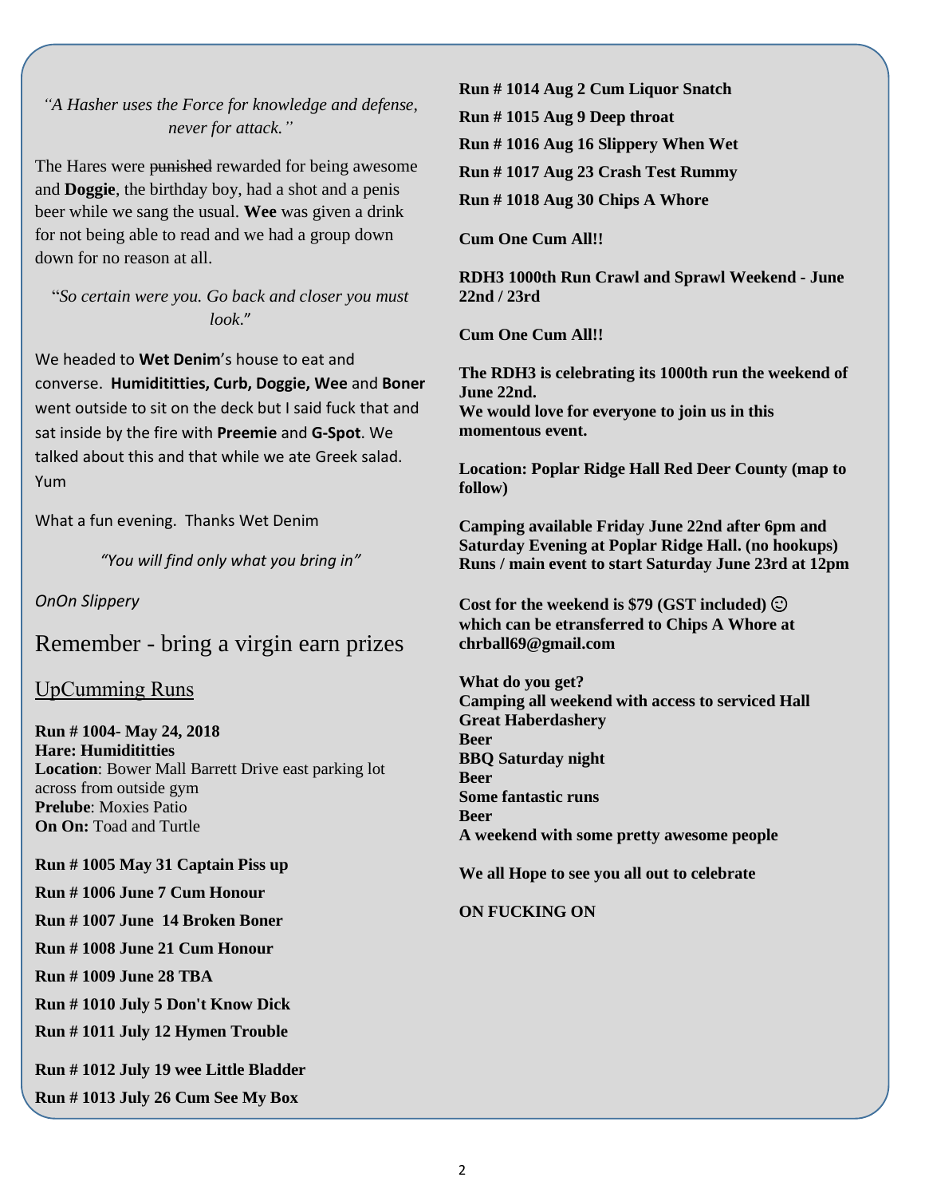*"A Hasher uses the Force for knowledge and defense, never for attack."*

The Hares were ~~punished~~ rewarded for being awesome and **Doggie**, the birthday boy, had a shot and a penis beer while we sang the usual. **Wee** was given a drink for not being able to read and we had a group down down for no reason at all.

"*So certain were you. Go back and closer you must look*."

We headed to **Wet Denim**'s house to eat and converse. **Humidititties, Curb, Doggie, Wee** and **Boner** went outside to sit on the deck but I said fuck that and sat inside by the fire with **Preemie** and **G-Spot**. We talked about this and that while we ate Greek salad. Yum

What a fun evening. Thanks Wet Denim

*"You will find only what you bring in"*

*OnOn Slippery*

## Remember - bring a virgin earn prizes

## UpCumming Runs

**Run # 1004- May 24, 2018**
**Hare: Humidititties**
**Location**: Bower Mall Barrett Drive east parking lot across from outside gym
**Prelube**: Moxies Patio
**On On:** Toad and Turtle

**Run # 1005 May 31 Captain Piss up**

**Run # 1006 June 7 Cum Honour**

**Run # 1007 June 14 Broken Boner**

**Run # 1008 June 21 Cum Honour**

**Run # 1009 June 28 TBA**

**Run # 1010 July 5 Don't Know Dick**

**Run # 1011 July 12 Hymen Trouble**

**Run # 1012 July 19 wee Little Bladder**

**Run # 1013 July 26 Cum See My Box**

**Run # 1014 Aug 2 Cum Liquor Snatch**

**Run # 1015 Aug 9 Deep throat**

**Run # 1016 Aug 16 Slippery When Wet**

**Run # 1017 Aug 23 Crash Test Rummy**

**Run # 1018 Aug 30 Chips A Whore**

**Cum One Cum All!!**

**RDH3 1000th Run Crawl and Sprawl Weekend - June 22nd / 23rd**

**Cum One Cum All!!**

**The RDH3 is celebrating its 1000th run the weekend of June 22nd.**
**We would love for everyone to join us in this momentous event.**

**Location: Poplar Ridge Hall Red Deer County (map to follow)**

**Camping available Friday June 22nd after 6pm and Saturday Evening at Poplar Ridge Hall. (no hookups)**
**Runs / main event to start Saturday June 23rd at 12pm**

**Cost for the weekend is $79 (GST included) ☺ which can be etransferred to Chips A Whore at chrball69@gmail.com**

**What do you get?**
**Camping all weekend with access to serviced Hall**
**Great Haberdashery**
**Beer**
**BBQ Saturday night**
**Beer**
**Some fantastic runs**
**Beer**
**A weekend with some pretty awesome people**

**We all Hope to see you all out to celebrate**

**ON FUCKING ON**